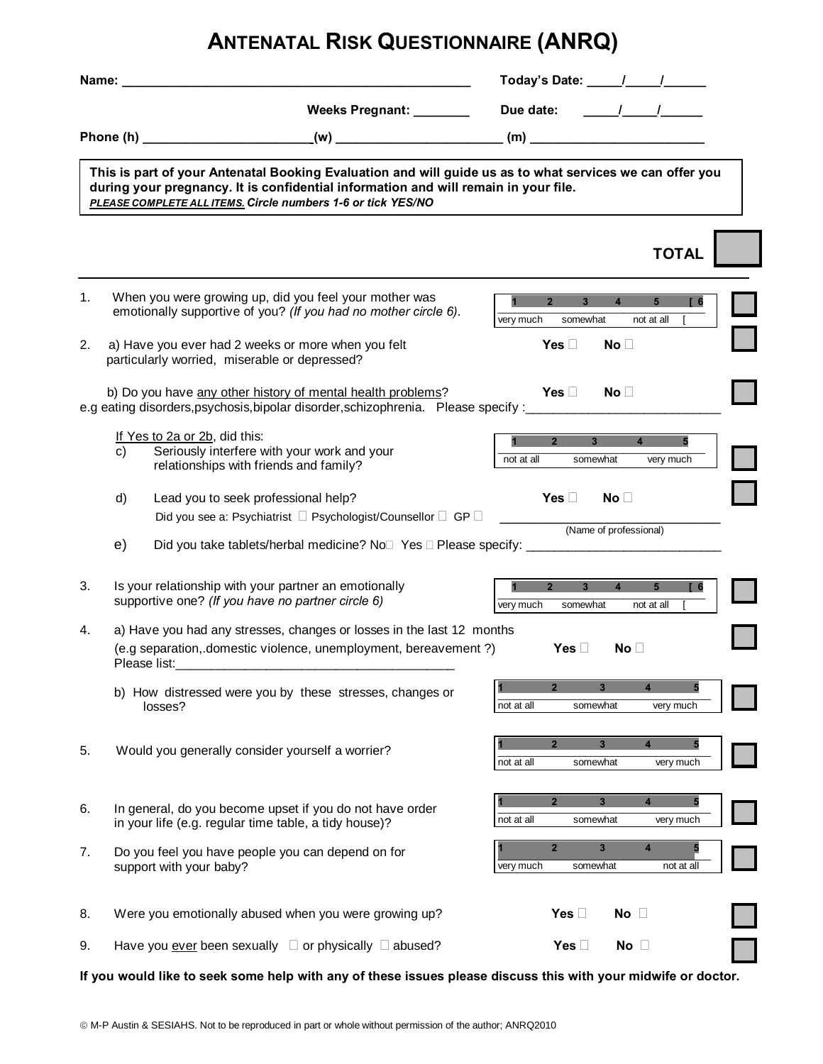# ANTENATAL RISK QUESTIONNAIRE (ANRQ)

**Name:** ______________________________________________ **Today's Date:** _____/_____/______

**Weeks Pregnant:** ________ **Due date:** _____/_____/______

**Phone (h)** ________________________ **(w)** ________________________ **(m)** ________________________

> **This is part of your Antenatal Booking Evaluation and will guide us as to what services we can offer you during your pregnancy. It is confidential information and will remain in your file.**
> ***PLEASE COMPLETE ALL ITEMS.*** ***Circle numbers 1-6 or tick YES/NO***

**TOTAL** ☐

---

1. When you were growing up, did you feel your mother was emotionally supportive of you? *(If you had no mother circle 6).*

   | 1 | 2 | 3 | 4 | 5 | [ 6 |
   |---|---|---|---|---|---|
   | very much | | somewhat | | not at all | [ |

2. a) Have you ever had 2 weeks or more when you felt particularly worried, miserable or depressed? **Yes** ☐ **No** ☐

   b) Do you have any other history of mental health problems? **Yes** ☐ **No** ☐
   e.g eating disorders,psychosis,bipolar disorder,schizophrenia. Please specify :___________________________

   If Yes to 2a or 2b, did this:

   c) Seriously interfere with your work and your relationships with friends and family?

   | 1 | 2 | 3 | 4 | 5 |
   |---|---|---|---|---|
   | not at all | | somewhat | | very much |

   d) Lead you to seek professional help? **Yes** ☐ **No** ☐
   Did you see a: Psychiatrist ☐ Psychologist/Counsellor ☐ GP ☐ ______________________________ (Name of professional)

   e) Did you take tablets/herbal medicine? No☐ Yes ☐ Please specify: ____________________________

3. Is your relationship with your partner an emotionally supportive one? *(If you have no partner circle 6)*

   | 1 | 2 | 3 | 4 | 5 | [ 6 |
   |---|---|---|---|---|---|
   | very much | | somewhat | | not at all | [ |

4. a) Have you had any stresses, changes or losses in the last 12 months (e.g separation,.domestic violence, unemployment, bereavement ?) **Yes** ☐ **No** ☐
   Please list:_________________________________________

   b) How distressed were you by these stresses, changes or losses?

   | 1 | 2 | 3 | 4 | 5 |
   |---|---|---|---|---|
   | not at all | | somewhat | | very much |

5. Would you generally consider yourself a worrier?

   | 1 | 2 | 3 | 4 | 5 |
   |---|---|---|---|---|
   | not at all | | somewhat | | very much |

6. In general, do you become upset if you do not have order in your life (e.g. regular time table, a tidy house)?

   | 1 | 2 | 3 | 4 | 5 |
   |---|---|---|---|---|
   | not at all | | somewhat | | very much |

7. Do you feel you have people you can depend on for support with your baby?

   | 1 | 2 | 3 | 4 | 5 |
   |---|---|---|---|---|
   | very much | | somewhat | | not at all |

8. Were you emotionally abused when you were growing up? **Yes** ☐ **No** ☐

9. Have you ever been sexually ☐ or physically ☐ abused? **Yes** ☐ **No** ☐

**If you would like to seek some help with any of these issues please discuss this with your midwife or doctor.**

© M-P Austin & SESIAHS. Not to be reproduced in part or whole without permission of the author; ANRQ2010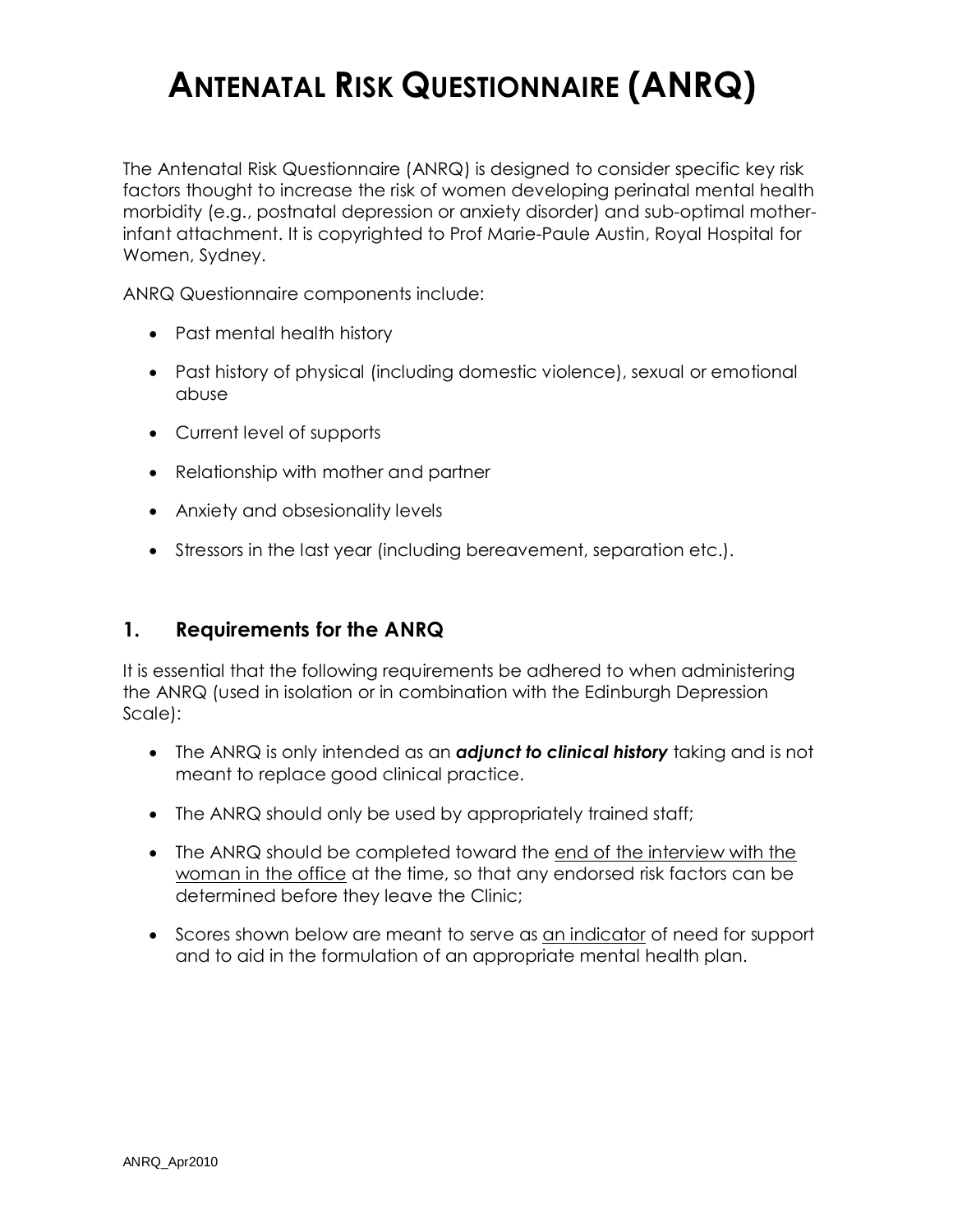# ANTENATAL RISK QUESTIONNAIRE (ANRQ)

The Antenatal Risk Questionnaire (ANRQ) is designed to consider specific key risk factors thought to increase the risk of women developing perinatal mental health morbidity (e.g., postnatal depression or anxiety disorder) and sub-optimal mother-infant attachment. It is copyrighted to Prof Marie-Paule Austin, Royal Hospital for Women, Sydney.

ANRQ Questionnaire components include:

- Past mental health history
- Past history of physical (including domestic violence), sexual or emotional abuse
- Current level of supports
- Relationship with mother and partner
- Anxiety and obsesionality levels
- Stressors in the last year (including bereavement, separation etc.).

## 1. Requirements for the ANRQ

It is essential that the following requirements be adhered to when administering the ANRQ (used in isolation or in combination with the Edinburgh Depression Scale):

- The ANRQ is only intended as an ***adjunct to clinical history*** taking and is not meant to replace good clinical practice.
- The ANRQ should only be used by appropriately trained staff;
- The ANRQ should be completed toward the <u>end of the interview with the woman in the office</u> at the time, so that any endorsed risk factors can be determined before they leave the Clinic;
- Scores shown below are meant to serve as <u>an indicator</u> of need for support and to aid in the formulation of an appropriate mental health plan.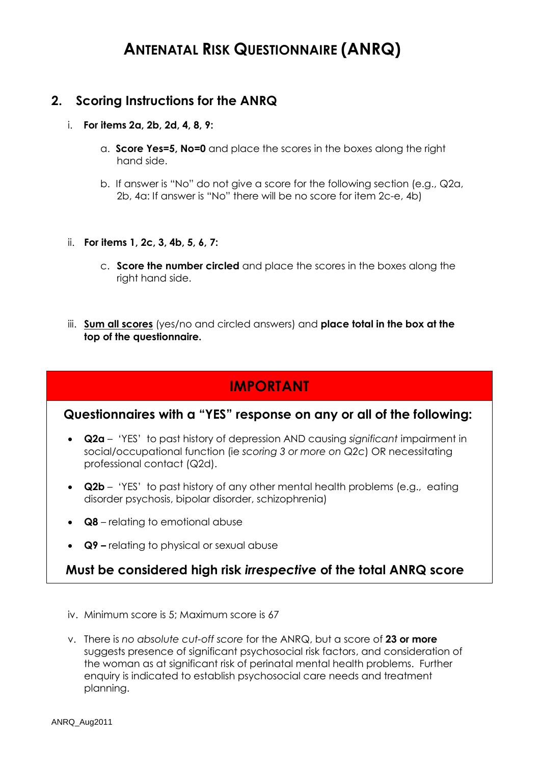# ANTENATAL RISK QUESTIONNAIRE (ANRQ)

## 2. Scoring Instructions for the ANRQ

i. **For items 2a, 2b, 2d, 4, 8, 9:**

   a. **Score Yes=5, No=0** and place the scores in the boxes along the right hand side.

   b. If answer is "No" do not give a score for the following section (e.g., Q2a, 2b, 4a: If answer is "No" there will be no score for item 2c-e, 4b)

ii. **For items 1, 2c, 3, 4b, 5, 6, 7:**

   c. **Score the number circled** and place the scores in the boxes along the right hand side.

iii. **<u>Sum all scores</u>** (yes/no and circled answers) and **place total in the box at the top of the questionnaire.**

## IMPORTANT

### Questionnaires with a "YES" response on any or all of the following:

- **Q2a** – 'YES' to past history of depression AND causing *significant* impairment in social/occupational function (ie *scoring 3 or more on Q2c*) OR necessitating professional contact (Q2d).
- **Q2b** – 'YES' to past history of any other mental health problems (e.g., eating disorder psychosis, bipolar disorder, schizophrenia)
- **Q8** – relating to emotional abuse
- **Q9 –** relating to physical or sexual abuse

### Must be considered high risk *irrespective* of the total ANRQ score

iv. Minimum score is 5; Maximum score is 67

v. There is *no absolute cut-off score* for the ANRQ, but a score of **23 or more** suggests presence of significant psychosocial risk factors, and consideration of the woman as at significant risk of perinatal mental health problems. Further enquiry is indicated to establish psychosocial care needs and treatment planning.